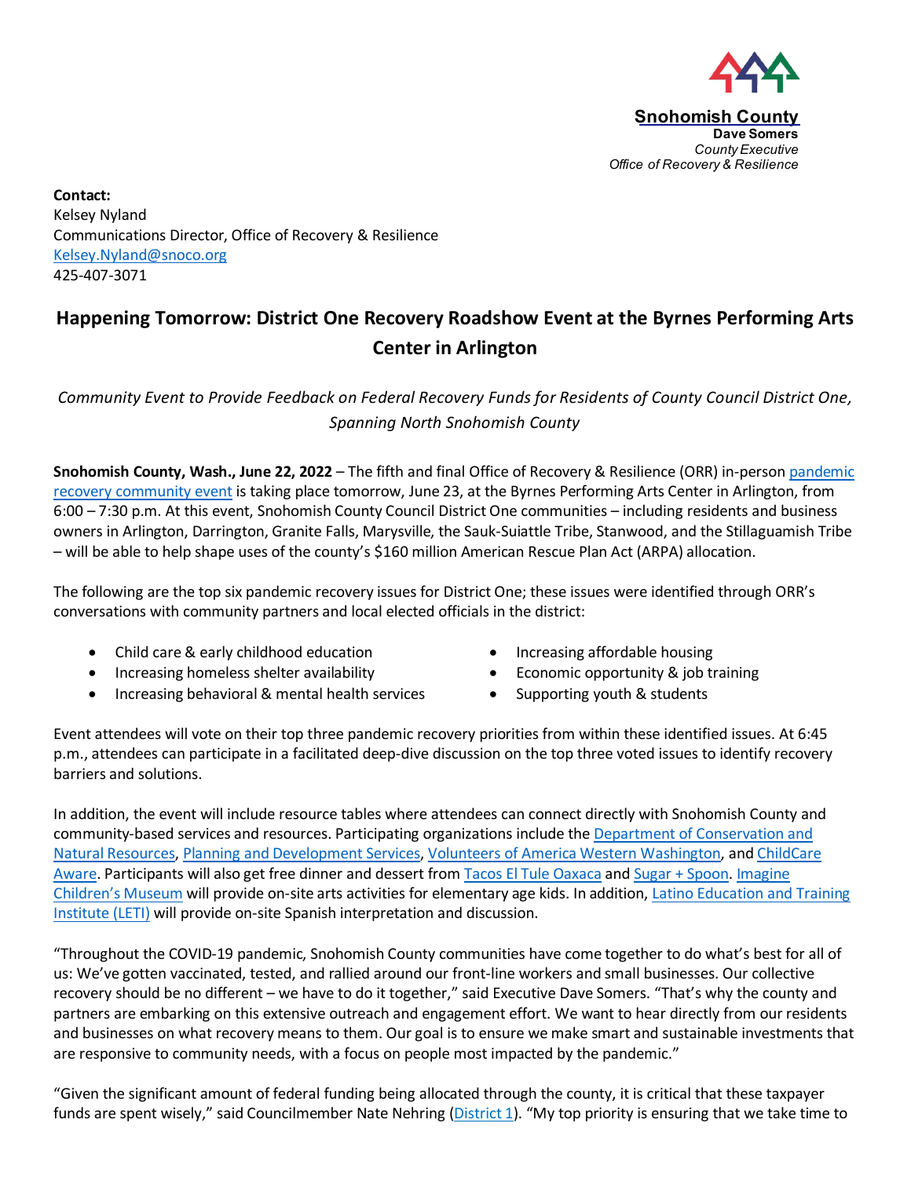**Snohomish County**
**Dave Somers**
*County Executive*
*Office of Recovery & Resilience*

**Contact:**
Kelsey Nyland
Communications Director, Office of Recovery & Resilience
Kelsey.Nyland@snoco.org
425-407-3071

# Happening Tomorrow: District One Recovery Roadshow Event at the Byrnes Performing Arts Center in Arlington

*Community Event to Provide Feedback on Federal Recovery Funds for Residents of County Council District One, Spanning North Snohomish County*

**Snohomish County, Wash., June 22, 2022** – The fifth and final Office of Recovery & Resilience (ORR) in-person pandemic recovery community event is taking place tomorrow, June 23, at the Byrnes Performing Arts Center in Arlington, from 6:00 – 7:30 p.m. At this event, Snohomish County Council District One communities – including residents and business owners in Arlington, Darrington, Granite Falls, Marysville, the Sauk-Suiattle Tribe, Stanwood, and the Stillaguamish Tribe – will be able to help shape uses of the county's $160 million American Rescue Plan Act (ARPA) allocation.

The following are the top six pandemic recovery issues for District One; these issues were identified through ORR's conversations with community partners and local elected officials in the district:

- Child care & early childhood education
- Increasing homeless shelter availability
- Increasing behavioral & mental health services
- Increasing affordable housing
- Economic opportunity & job training
- Supporting youth & students

Event attendees will vote on their top three pandemic recovery priorities from within these identified issues. At 6:45 p.m., attendees can participate in a facilitated deep-dive discussion on the top three voted issues to identify recovery barriers and solutions.

In addition, the event will include resource tables where attendees can connect directly with Snohomish County and community-based services and resources. Participating organizations include the Department of Conservation and Natural Resources, Planning and Development Services, Volunteers of America Western Washington, and ChildCare Aware. Participants will also get free dinner and dessert from Tacos El Tule Oaxaca and Sugar + Spoon. Imagine Children's Museum will provide on-site arts activities for elementary age kids. In addition, Latino Education and Training Institute (LETI) will provide on-site Spanish interpretation and discussion.

"Throughout the COVID-19 pandemic, Snohomish County communities have come together to do what's best for all of us: We've gotten vaccinated, tested, and rallied around our front-line workers and small businesses. Our collective recovery should be no different – we have to do it together," said Executive Dave Somers. "That's why the county and partners are embarking on this extensive outreach and engagement effort. We want to hear directly from our residents and businesses on what recovery means to them. Our goal is to ensure we make smart and sustainable investments that are responsive to community needs, with a focus on people most impacted by the pandemic."

"Given the significant amount of federal funding being allocated through the county, it is critical that these taxpayer funds are spent wisely," said Councilmember Nate Nehring (District 1). "My top priority is ensuring that we take time to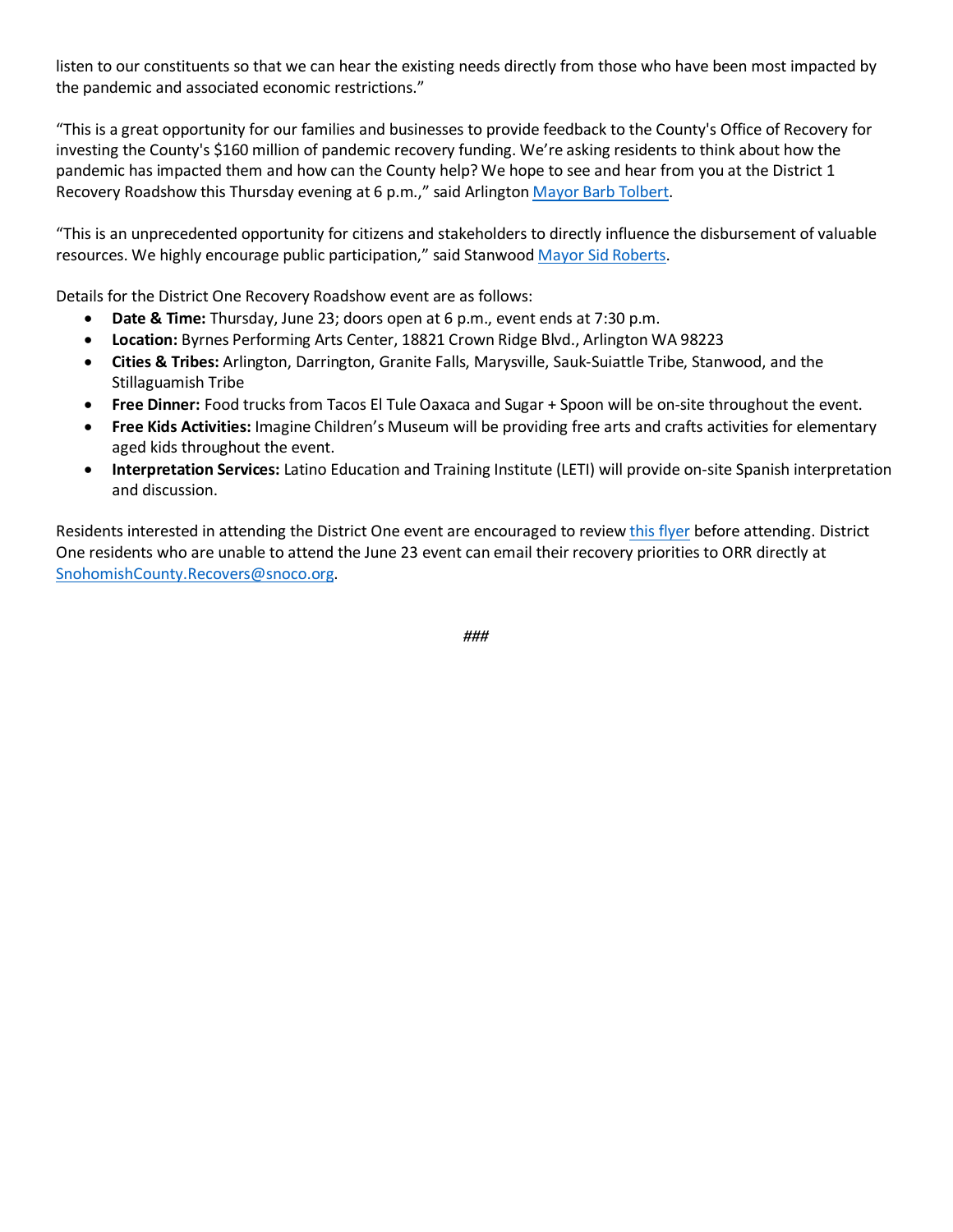listen to our constituents so that we can hear the existing needs directly from those who have been most impacted by the pandemic and associated economic restrictions."

"This is a great opportunity for our families and businesses to provide feedback to the County's Office of Recovery for investing the County's $160 million of pandemic recovery funding. We're asking residents to think about how the pandemic has impacted them and how can the County help? We hope to see and hear from you at the District 1 Recovery Roadshow this Thursday evening at 6 p.m.," said Arlington Mayor Barb Tolbert.

"This is an unprecedented opportunity for citizens and stakeholders to directly influence the disbursement of valuable resources. We highly encourage public participation," said Stanwood Mayor Sid Roberts.

Details for the District One Recovery Roadshow event are as follows:

- **Date & Time:** Thursday, June 23; doors open at 6 p.m., event ends at 7:30 p.m.
- **Location:** Byrnes Performing Arts Center, 18821 Crown Ridge Blvd., Arlington WA 98223
- **Cities & Tribes:** Arlington, Darrington, Granite Falls, Marysville, Sauk-Suiattle Tribe, Stanwood, and the Stillaguamish Tribe
- **Free Dinner:** Food trucks from Tacos El Tule Oaxaca and Sugar + Spoon will be on-site throughout the event.
- **Free Kids Activities:** Imagine Children's Museum will be providing free arts and crafts activities for elementary aged kids throughout the event.
- **Interpretation Services:** Latino Education and Training Institute (LETI) will provide on-site Spanish interpretation and discussion.

Residents interested in attending the District One event are encouraged to review this flyer before attending. District One residents who are unable to attend the June 23 event can email their recovery priorities to ORR directly at SnohomishCounty.Recovers@snoco.org.

###